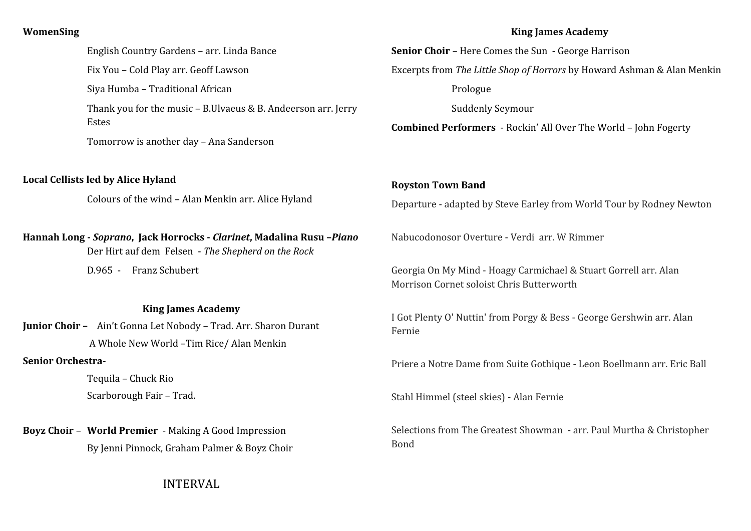**WomenSing**

English Country Gardens – arr. Linda Bance

Fix You – Cold Play arr. Geoff Lawson

Siya Humba – Traditional African

Thank you for the music – B.Ulvaeus & B. Andeerson arr. Jerry Estes

Tomorrow is another day – Ana Sanderson

**Local Cellists led by Alice Hyland**

Colours of the wind – Alan Menkin arr. Alice Hyland

**Hannah Long - *Soprano*, Jack Horrocks - *Clarinet*, Madalina Rusu –*Piano***

Der Hirt auf dem Felsen - *The Shepherd on the Rock*

D.965 - Franz Schubert

**King James Academy**

**Junior Choir –** Ain't Gonna Let Nobody – Trad. Arr. Sharon Durant

A Whole New World –Tim Rice/ Alan Menkin

**Senior Orchestra**-

Tequila – Chuck Rio

Scarborough Fair – Trad.

**Boyz Choir** – **World Premier** - Making A Good Impression

By Jenni Pinnock, Graham Palmer & Boyz Choir

INTERVAL

**King James Academy**

**Senior Choir** – Here Comes the Sun - George Harrison

Excerpts from *The Little Shop of Horrors* by Howard Ashman & Alan Menkin

Prologue

Suddenly Seymour

**Combined Performers** - Rockin' All Over The World – John Fogerty

**Royston Town Band**

Departure - adapted by Steve Earley from World Tour by Rodney Newton

Nabucodonosor Overture - Verdi arr. W Rimmer

Georgia On My Mind - Hoagy Carmichael & Stuart Gorrell arr. Alan Morrison Cornet soloist Chris Butterworth

I Got Plenty O' Nuttin' from Porgy & Bess - George Gershwin arr. Alan Fernie

Priere a Notre Dame from Suite Gothique - Leon Boellmann arr. Eric Ball

Stahl Himmel (steel skies) - Alan Fernie

Selections from The Greatest Showman - arr. Paul Murtha & Christopher Bond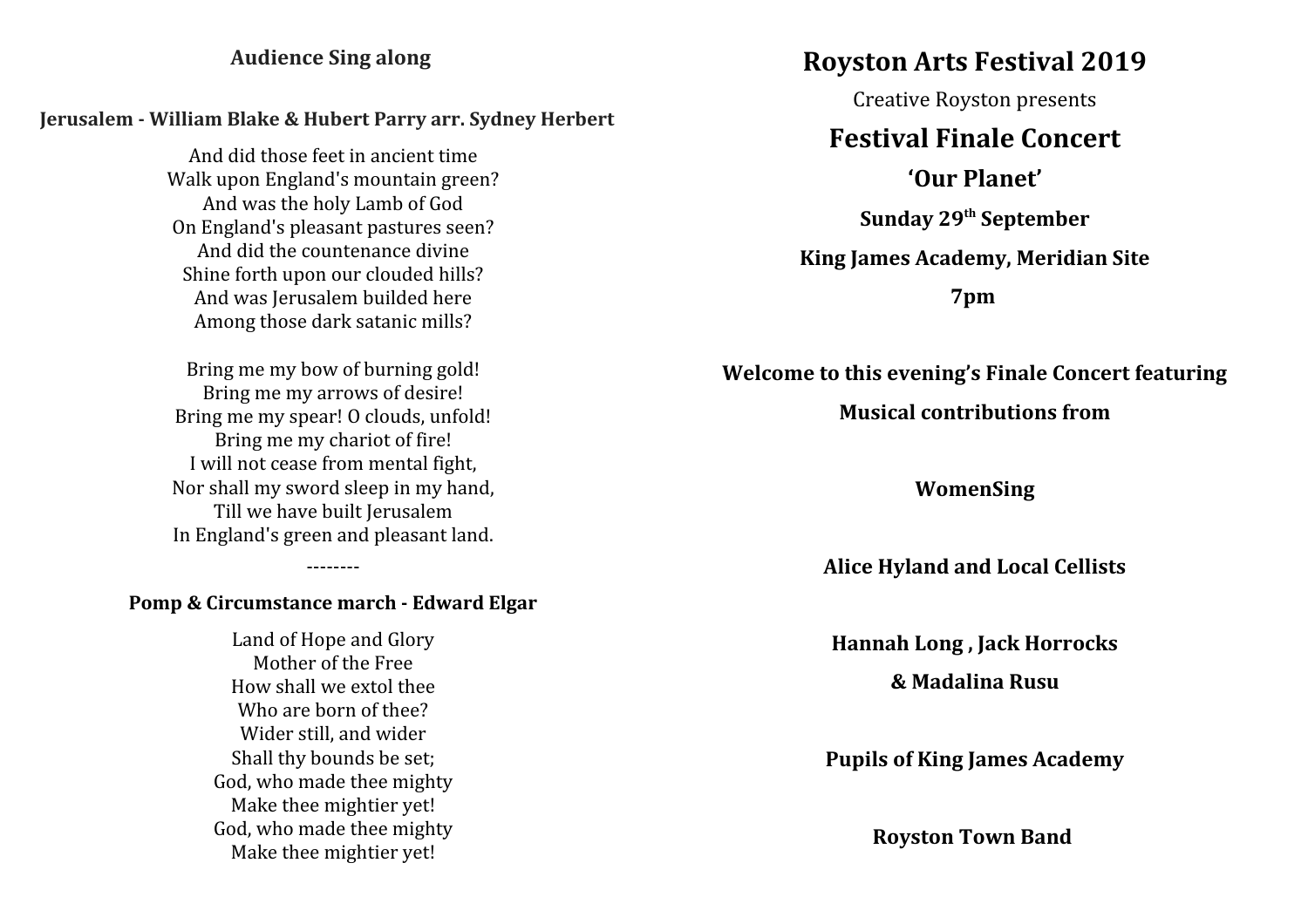## Audience Sing along

### Jerusalem - William Blake & Hubert Parry arr. Sydney Herbert

And did those feet in ancient time
Walk upon England's mountain green?
And was the holy Lamb of God
On England's pleasant pastures seen?
And did the countenance divine
Shine forth upon our clouded hills?
And was Jerusalem builded here
Among those dark satanic mills?

Bring me my bow of burning gold!
Bring me my arrows of desire!
Bring me my spear! O clouds, unfold!
Bring me my chariot of fire!
I will not cease from mental fight,
Nor shall my sword sleep in my hand,
Till we have built Jerusalem
In England's green and pleasant land.

--------

### Pomp & Circumstance march - Edward Elgar

Land of Hope and Glory
Mother of the Free
How shall we extol thee
Who are born of thee?
Wider still, and wider
Shall thy bounds be set;
God, who made thee mighty
Make thee mightier yet!
God, who made thee mighty
Make thee mightier yet!

# Royston Arts Festival 2019

Creative Royston presents

## Festival Finale Concert

**'Our Planet'**

**Sunday 29th September**

**King James Academy, Meridian Site**

**7pm**

**Welcome to this evening's Finale Concert featuring**

**Musical contributions from**

**WomenSing**

**Alice Hyland and Local Cellists**

**Hannah Long , Jack Horrocks**

**& Madalina Rusu**

**Pupils of King James Academy**

**Royston Town Band**